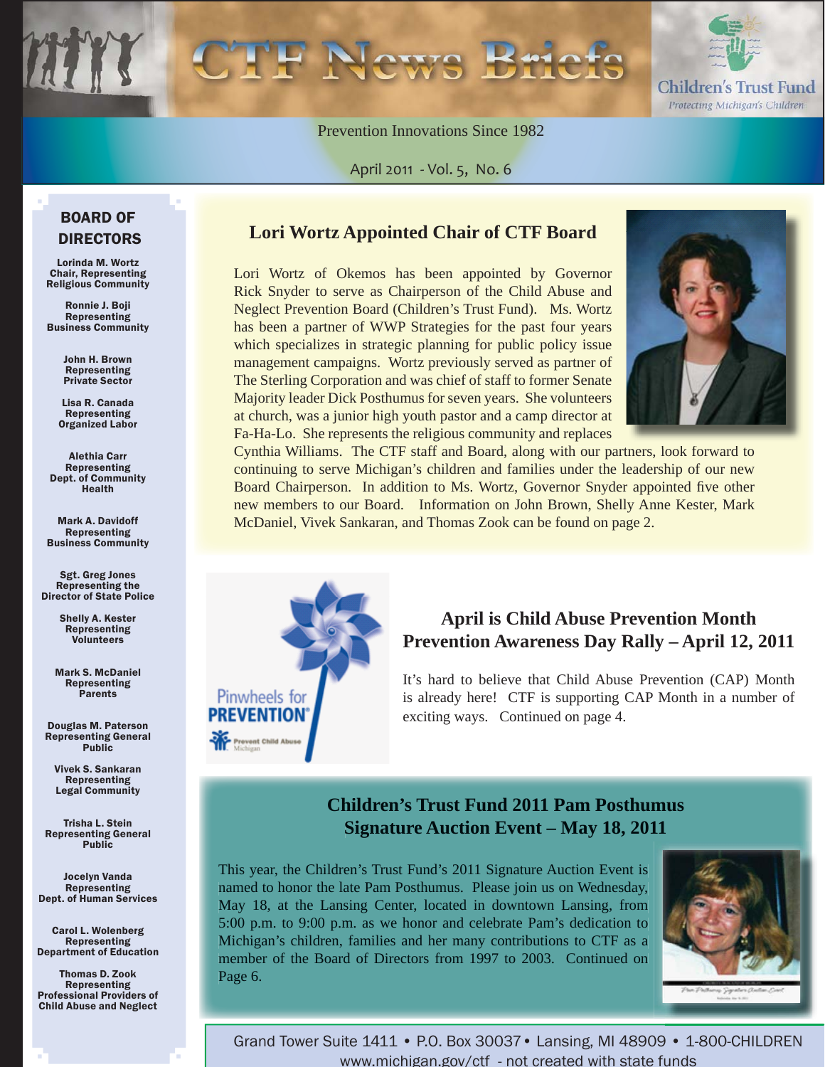# CTF News Briefs

Children's Trust Fund
*Protecting Michigan's Children*

Prevention Innovations Since 1982

April 2011 - Vol. 5, No. 6

## BOARD OF DIRECTORS

**Lorinda M. Wortz**
Chair, Representing Religious Community

**Ronnie J. Boji**
Representing Business Community

**John H. Brown**
Representing Private Sector

**Lisa R. Canada**
Representing Organized Labor

**Alethia Carr**
Representing Dept. of Community Health

**Mark A. Davidoff**
Representing Business Community

**Sgt. Greg Jones**
Representing the Director of State Police

**Shelly A. Kester**
Representing Volunteers

**Mark S. McDaniel**
Representing Parents

**Douglas M. Paterson**
Representing General Public

**Vivek S. Sankaran**
Representing Legal Community

**Trisha L. Stein**
Representing General Public

**Jocelyn Vanda**
Representing Dept. of Human Services

**Carol L. Wolenberg**
Representing Department of Education

**Thomas D. Zook**
Representing Professional Providers of Child Abuse and Neglect

## Lori Wortz Appointed Chair of CTF Board

Lori Wortz of Okemos has been appointed by Governor Rick Snyder to serve as Chairperson of the Child Abuse and Neglect Prevention Board (Children's Trust Fund). Ms. Wortz has been a partner of WWP Strategies for the past four years which specializes in strategic planning for public policy issue management campaigns. Wortz previously served as partner of The Sterling Corporation and was chief of staff to former Senate Majority leader Dick Posthumus for seven years. She volunteers at church, was a junior high youth pastor and a camp director at Fa-Ha-Lo. She represents the religious community and replaces Cynthia Williams. The CTF staff and Board, along with our partners, look forward to continuing to serve Michigan's children and families under the leadership of our new Board Chairperson. In addition to Ms. Wortz, Governor Snyder appointed five other new members to our Board. Information on John Brown, Shelly Anne Kester, Mark McDaniel, Vivek Sankaran, and Thomas Zook can be found on page 2.

Pinwheels for PREVENTION®
Prevent Child Abuse Michigan

## April is Child Abuse Prevention Month Prevention Awareness Day Rally – April 12, 2011

It's hard to believe that Child Abuse Prevention (CAP) Month is already here! CTF is supporting CAP Month in a number of exciting ways. Continued on page 4.

## Children's Trust Fund 2011 Pam Posthumus Signature Auction Event – May 18, 2011

This year, the Children's Trust Fund's 2011 Signature Auction Event is named to honor the late Pam Posthumus. Please join us on Wednesday, May 18, at the Lansing Center, located in downtown Lansing, from 5:00 p.m. to 9:00 p.m. as we honor and celebrate Pam's dedication to Michigan's children, families and her many contributions to CTF as a member of the Board of Directors from 1997 to 2003. Continued on Page 6.

Grand Tower Suite 1411 • P.O. Box 30037 • Lansing, MI 48909 • 1-800-CHILDREN
www.michigan.gov/ctf - not created with state funds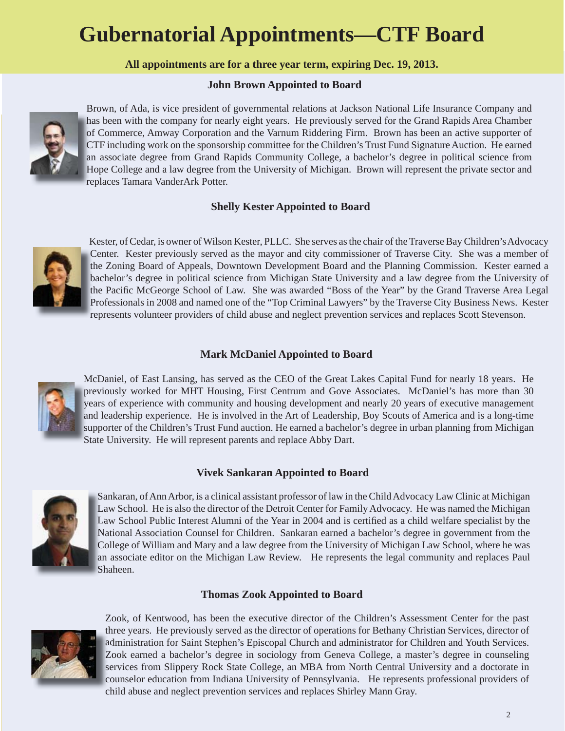# Gubernatorial Appointments—CTF Board

**All appointments are for a three year term, expiring Dec. 19, 2013.**

### John Brown Appointed to Board

Brown, of Ada, is vice president of governmental relations at Jackson National Life Insurance Company and has been with the company for nearly eight years. He previously served for the Grand Rapids Area Chamber of Commerce, Amway Corporation and the Varnum Riddering Firm. Brown has been an active supporter of CTF including work on the sponsorship committee for the Children's Trust Fund Signature Auction. He earned an associate degree from Grand Rapids Community College, a bachelor's degree in political science from Hope College and a law degree from the University of Michigan. Brown will represent the private sector and replaces Tamara VanderArk Potter.

### Shelly Kester Appointed to Board

Kester, of Cedar, is owner of Wilson Kester, PLLC. She serves as the chair of the Traverse Bay Children's Advocacy Center. Kester previously served as the mayor and city commissioner of Traverse City. She was a member of the Zoning Board of Appeals, Downtown Development Board and the Planning Commission. Kester earned a bachelor's degree in political science from Michigan State University and a law degree from the University of the Pacific McGeorge School of Law. She was awarded "Boss of the Year" by the Grand Traverse Area Legal Professionals in 2008 and named one of the "Top Criminal Lawyers" by the Traverse City Business News. Kester represents volunteer providers of child abuse and neglect prevention services and replaces Scott Stevenson.

### Mark McDaniel Appointed to Board

McDaniel, of East Lansing, has served as the CEO of the Great Lakes Capital Fund for nearly 18 years. He previously worked for MHT Housing, First Centrum and Gove Associates. McDaniel's has more than 30 years of experience with community and housing development and nearly 20 years of executive management and leadership experience. He is involved in the Art of Leadership, Boy Scouts of America and is a long-time supporter of the Children's Trust Fund auction. He earned a bachelor's degree in urban planning from Michigan State University. He will represent parents and replace Abby Dart.

### Vivek Sankaran Appointed to Board

Sankaran, of Ann Arbor, is a clinical assistant professor of law in the Child Advocacy Law Clinic at Michigan Law School. He is also the director of the Detroit Center for Family Advocacy. He was named the Michigan Law School Public Interest Alumni of the Year in 2004 and is certified as a child welfare specialist by the National Association Counsel for Children. Sankaran earned a bachelor's degree in government from the College of William and Mary and a law degree from the University of Michigan Law School, where he was an associate editor on the Michigan Law Review. He represents the legal community and replaces Paul Shaheen.

### Thomas Zook Appointed to Board

Zook, of Kentwood, has been the executive director of the Children's Assessment Center for the past three years. He previously served as the director of operations for Bethany Christian Services, director of administration for Saint Stephen's Episcopal Church and administrator for Children and Youth Services. Zook earned a bachelor's degree in sociology from Geneva College, a master's degree in counseling services from Slippery Rock State College, an MBA from North Central University and a doctorate in counselor education from Indiana University of Pennsylvania. He represents professional providers of child abuse and neglect prevention services and replaces Shirley Mann Gray.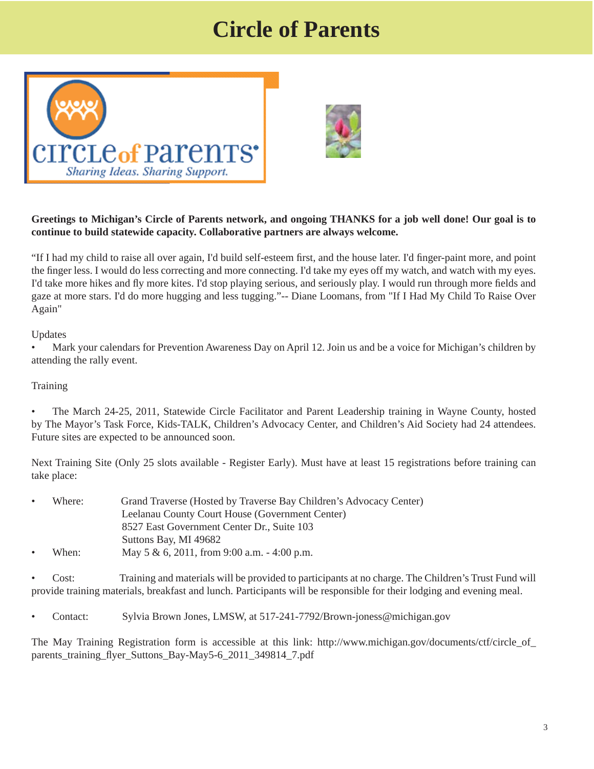# Circle of Parents

**Greetings to Michigan's Circle of Parents network, and ongoing THANKS for a job well done! Our goal is to continue to build statewide capacity. Collaborative partners are always welcome.**

"If I had my child to raise all over again, I'd build self-esteem first, and the house later. I'd finger-paint more, and point the finger less. I would do less correcting and more connecting. I'd take my eyes off my watch, and watch with my eyes. I'd take more hikes and fly more kites. I'd stop playing serious, and seriously play. I would run through more fields and gaze at more stars. I'd do more hugging and less tugging."-- Diane Loomans, from "If I Had My Child To Raise Over Again"

Updates

- Mark your calendars for Prevention Awareness Day on April 12. Join us and be a voice for Michigan's children by attending the rally event.

Training

- The March 24-25, 2011, Statewide Circle Facilitator and Parent Leadership training in Wayne County, hosted by The Mayor's Task Force, Kids-TALK, Children's Advocacy Center, and Children's Aid Society had 24 attendees. Future sites are expected to be announced soon.

Next Training Site (Only 25 slots available - Register Early). Must have at least 15 registrations before training can take place:

- Where: Grand Traverse (Hosted by Traverse Bay Children's Advocacy Center)
  Leelanau County Court House (Government Center)
  8527 East Government Center Dr., Suite 103
  Suttons Bay, MI 49682
- When: May 5 & 6, 2011, from 9:00 a.m. - 4:00 p.m.

- Cost: Training and materials will be provided to participants at no charge. The Children's Trust Fund will provide training materials, breakfast and lunch. Participants will be responsible for their lodging and evening meal.

- Contact: Sylvia Brown Jones, LMSW, at 517-241-7792/Brown-joness@michigan.gov

The May Training Registration form is accessible at this link: http://www.michigan.gov/documents/ctf/circle_of_parents_training_flyer_Suttons_Bay-May5-6_2011_349814_7.pdf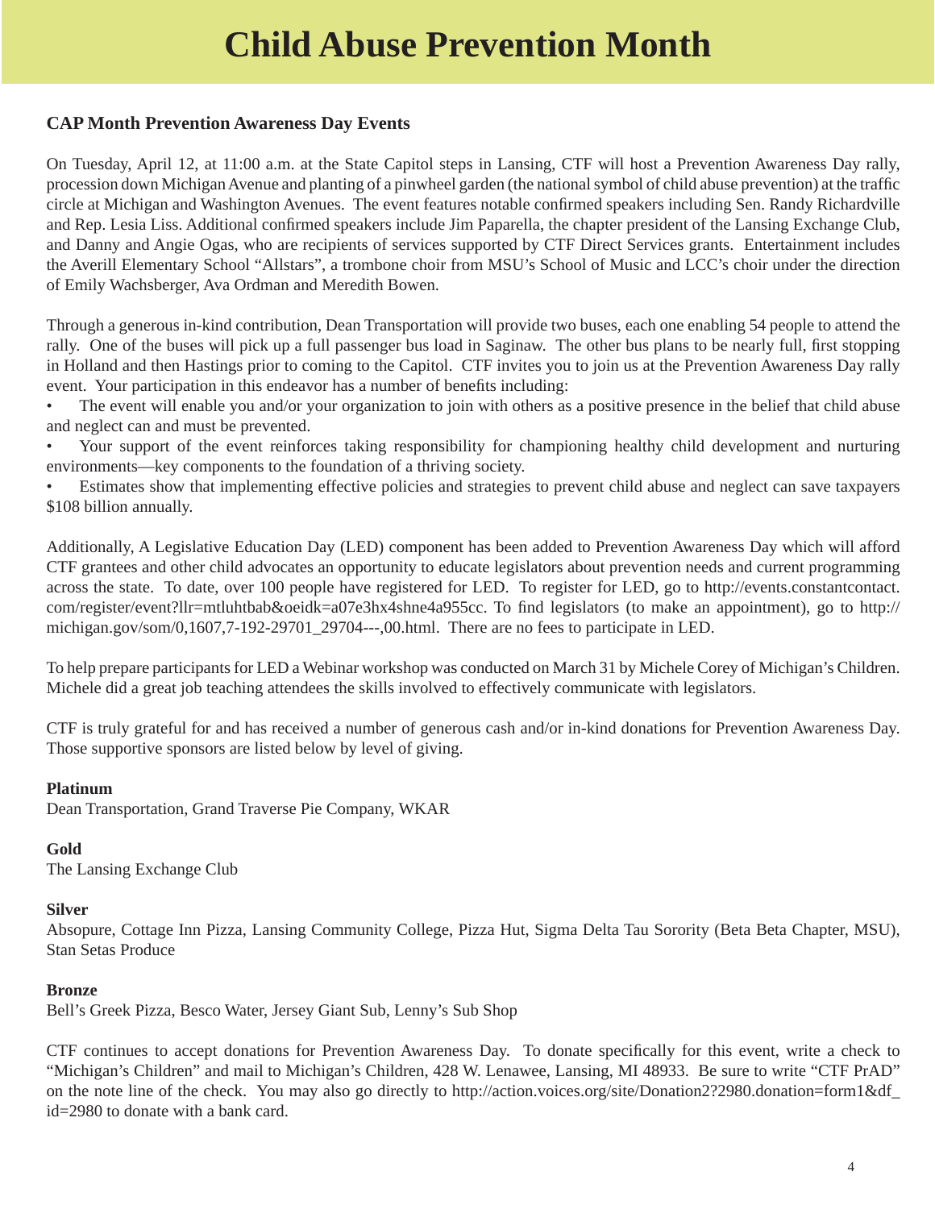# Child Abuse Prevention Month

### CAP Month Prevention Awareness Day Events

On Tuesday, April 12, at 11:00 a.m. at the State Capitol steps in Lansing, CTF will host a Prevention Awareness Day rally, procession down Michigan Avenue and planting of a pinwheel garden (the national symbol of child abuse prevention) at the traffic circle at Michigan and Washington Avenues. The event features notable confirmed speakers including Sen. Randy Richardville and Rep. Lesia Liss. Additional confirmed speakers include Jim Paparella, the chapter president of the Lansing Exchange Club, and Danny and Angie Ogas, who are recipients of services supported by CTF Direct Services grants. Entertainment includes the Averill Elementary School "Allstars", a trombone choir from MSU's School of Music and LCC's choir under the direction of Emily Wachsberger, Ava Ordman and Meredith Bowen.

Through a generous in-kind contribution, Dean Transportation will provide two buses, each one enabling 54 people to attend the rally. One of the buses will pick up a full passenger bus load in Saginaw. The other bus plans to be nearly full, first stopping in Holland and then Hastings prior to coming to the Capitol. CTF invites you to join us at the Prevention Awareness Day rally event. Your participation in this endeavor has a number of benefits including:

- The event will enable you and/or your organization to join with others as a positive presence in the belief that child abuse and neglect can and must be prevented.
- Your support of the event reinforces taking responsibility for championing healthy child development and nurturing environments—key components to the foundation of a thriving society.
- Estimates show that implementing effective policies and strategies to prevent child abuse and neglect can save taxpayers $108 billion annually.

Additionally, A Legislative Education Day (LED) component has been added to Prevention Awareness Day which will afford CTF grantees and other child advocates an opportunity to educate legislators about prevention needs and current programming across the state. To date, over 100 people have registered for LED. To register for LED, go to http://events.constantcontact.com/register/event?llr=mtluhtbab&oeidk=a07e3hx4shne4a955cc. To find legislators (to make an appointment), go to http://michigan.gov/som/0,1607,7-192-29701_29704---,00.html. There are no fees to participate in LED.

To help prepare participants for LED a Webinar workshop was conducted on March 31 by Michele Corey of Michigan's Children. Michele did a great job teaching attendees the skills involved to effectively communicate with legislators.

CTF is truly grateful for and has received a number of generous cash and/or in-kind donations for Prevention Awareness Day. Those supportive sponsors are listed below by level of giving.

**Platinum**
Dean Transportation, Grand Traverse Pie Company, WKAR

**Gold**
The Lansing Exchange Club

**Silver**
Absopure, Cottage Inn Pizza, Lansing Community College, Pizza Hut, Sigma Delta Tau Sorority (Beta Beta Chapter, MSU), Stan Setas Produce

**Bronze**
Bell's Greek Pizza, Besco Water, Jersey Giant Sub, Lenny's Sub Shop

CTF continues to accept donations for Prevention Awareness Day. To donate specifically for this event, write a check to "Michigan's Children" and mail to Michigan's Children, 428 W. Lenawee, Lansing, MI 48933. Be sure to write "CTF PrAD" on the note line of the check. You may also go directly to http://action.voices.org/site/Donation2?2980.donation=form1&df_id=2980 to donate with a bank card.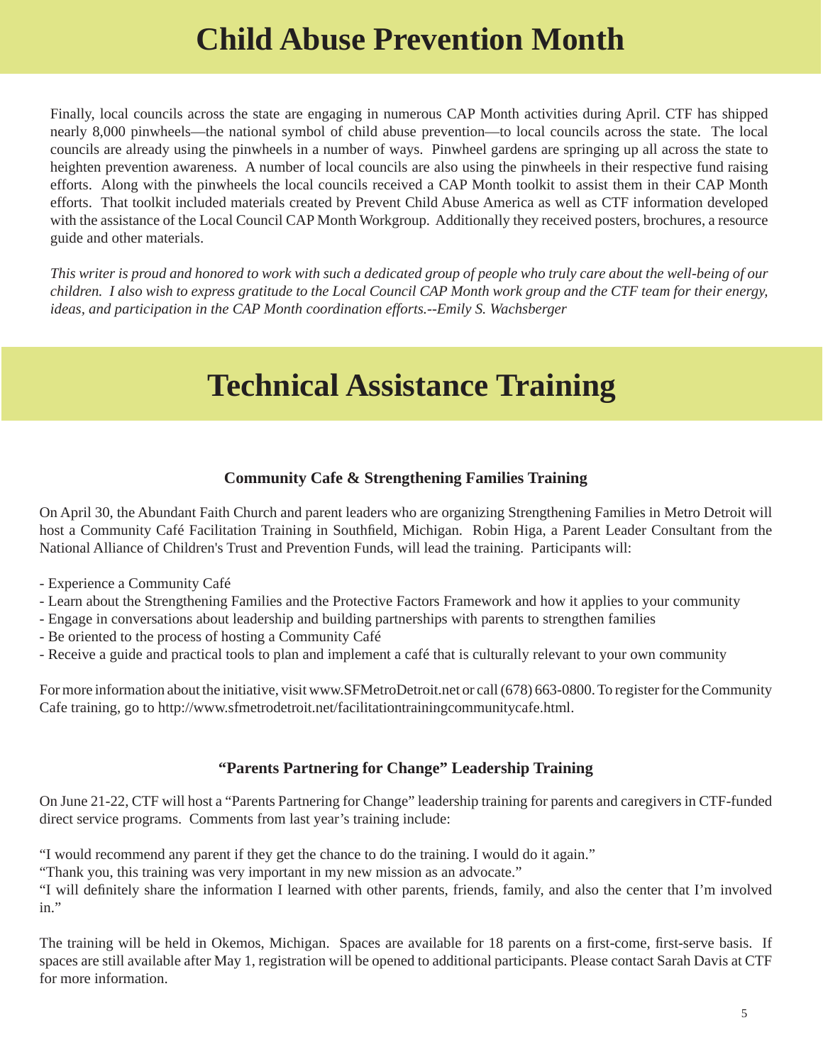# Child Abuse Prevention Month

Finally, local councils across the state are engaging in numerous CAP Month activities during April. CTF has shipped nearly 8,000 pinwheels—the national symbol of child abuse prevention—to local councils across the state. The local councils are already using the pinwheels in a number of ways. Pinwheel gardens are springing up all across the state to heighten prevention awareness. A number of local councils are also using the pinwheels in their respective fund raising efforts. Along with the pinwheels the local councils received a CAP Month toolkit to assist them in their CAP Month efforts. That toolkit included materials created by Prevent Child Abuse America as well as CTF information developed with the assistance of the Local Council CAP Month Workgroup. Additionally they received posters, brochures, a resource guide and other materials.

*This writer is proud and honored to work with such a dedicated group of people who truly care about the well-being of our children. I also wish to express gratitude to the Local Council CAP Month work group and the CTF team for their energy, ideas, and participation in the CAP Month coordination efforts.--Emily S. Wachsberger*

# Technical Assistance Training

### Community Cafe & Strengthening Families Training

On April 30, the Abundant Faith Church and parent leaders who are organizing Strengthening Families in Metro Detroit will host a Community Café Facilitation Training in Southfield, Michigan. Robin Higa, a Parent Leader Consultant from the National Alliance of Children's Trust and Prevention Funds, will lead the training. Participants will:

- Experience a Community Café
- Learn about the Strengthening Families and the Protective Factors Framework and how it applies to your community
- Engage in conversations about leadership and building partnerships with parents to strengthen families
- Be oriented to the process of hosting a Community Café
- Receive a guide and practical tools to plan and implement a café that is culturally relevant to your own community

For more information about the initiative, visit www.SFMetroDetroit.net or call (678) 663-0800. To register for the Community Cafe training, go to http://www.sfmetrodetroit.net/facilitationtrainingcommunitycafe.html.

### "Parents Partnering for Change" Leadership Training

On June 21-22, CTF will host a "Parents Partnering for Change" leadership training for parents and caregivers in CTF-funded direct service programs. Comments from last year's training include:

"I would recommend any parent if they get the chance to do the training. I would do it again."
"Thank you, this training was very important in my new mission as an advocate."
"I will definitely share the information I learned with other parents, friends, family, and also the center that I'm involved in."

The training will be held in Okemos, Michigan. Spaces are available for 18 parents on a first-come, first-serve basis. If spaces are still available after May 1, registration will be opened to additional participants. Please contact Sarah Davis at CTF for more information.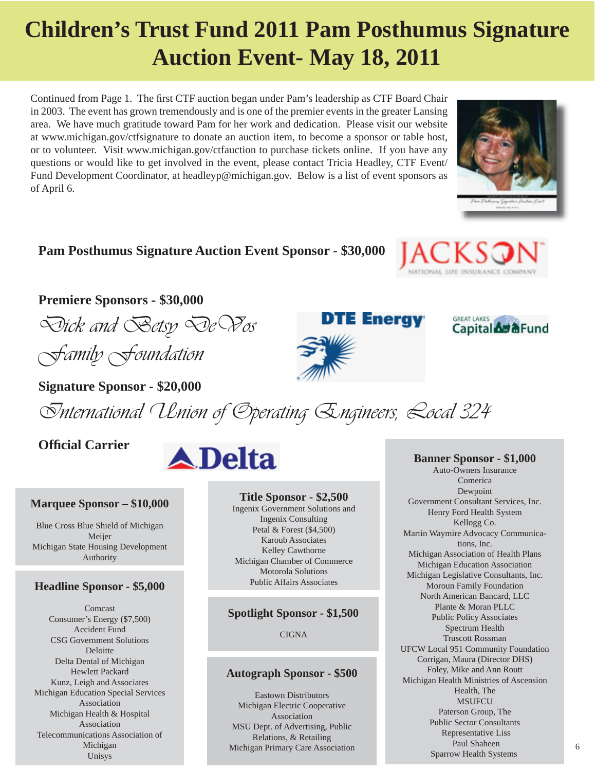# Children's Trust Fund 2011 Pam Posthumus Signature Auction Event- May 18, 2011

Continued from Page 1. The first CTF auction began under Pam's leadership as CTF Board Chair in 2003. The event has grown tremendously and is one of the premier events in the greater Lansing area. We have much gratitude toward Pam for her work and dedication. Please visit our website at www.michigan.gov/ctfsignature to donate an auction item, to become a sponsor or table host, or to volunteer. Visit www.michigan.gov/ctfauction to purchase tickets online. If you have any questions or would like to get involved in the event, please contact Tricia Headley, CTF Event/Fund Development Coordinator, at headleyp@michigan.gov. Below is a list of event sponsors as of April 6.

### Pam Posthumus Signature Auction Event Sponsor - $30,000

JACKSON National Life Insurance Company

### Premiere Sponsors - $30,000

*Dick and Betsy DeVos Family Foundation*

DTE Energy

Great Lakes Capital Fund

### Signature Sponsor - $20,000

*International Union of Operating Engineers, Local 324*

### Official Carrier

Delta

### Marquee Sponsor – $10,000

Blue Cross Blue Shield of Michigan
Meijer
Michigan State Housing Development Authority

### Headline Sponsor - $5,000

Comcast
Consumer's Energy ($7,500)
Accident Fund
CSG Government Solutions
Deloitte
Delta Dental of Michigan
Hewlett Packard
Kunz, Leigh and Associates
Michigan Education Special Services Association
Michigan Health & Hospital Association
Telecommunications Association of Michigan
Unisys

### Title Sponsor - $2,500

Ingenix Government Solutions and Ingenix Consulting
Petal & Forest ($4,500)
Karoub Associates
Kelley Cawthorne
Michigan Chamber of Commerce
Motorola Solutions
Public Affairs Associates

### Spotlight Sponsor - $1,500

CIGNA

### Autograph Sponsor - $500

Eastown Distributors
Michigan Electric Cooperative Association
MSU Dept. of Advertising, Public Relations, & Retailing
Michigan Primary Care Association

### Banner Sponsor - $1,000

Auto-Owners Insurance
Comerica
Dewpoint
Government Consultant Services, Inc.
Henry Ford Health System
Kellogg Co.
Martin Waymire Advocacy Communications, Inc.
Michigan Association of Health Plans
Michigan Education Association
Michigan Legislative Consultants, Inc.
Moroun Family Foundation
North American Bancard, LLC
Plante & Moran PLLC
Public Policy Associates
Spectrum Health
Truscott Rossman
UFCW Local 951 Community Foundation
Corrigan, Maura (Director DHS)
Foley, Mike and Ann Routt
Michigan Health Ministries of Ascension Health, The
MSUFCU
Paterson Group, The
Public Sector Consultants
Representative Liss
Paul Shaheen
Sparrow Health Systems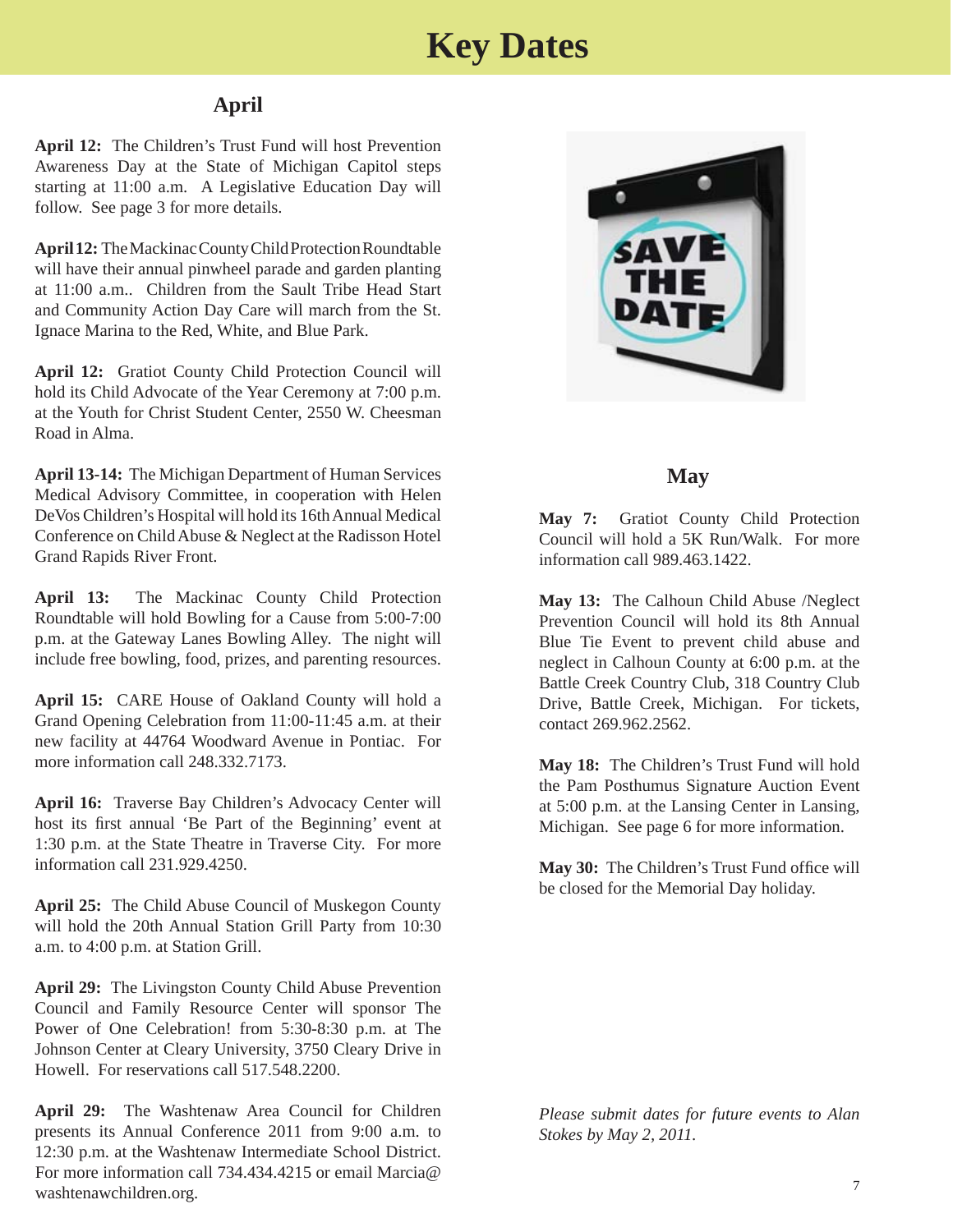# Key Dates

## April

**April 12:** The Children's Trust Fund will host Prevention Awareness Day at the State of Michigan Capitol steps starting at 11:00 a.m. A Legislative Education Day will follow. See page 3 for more details.

**April 12:** The Mackinac County Child Protection Roundtable will have their annual pinwheel parade and garden planting at 11:00 a.m.. Children from the Sault Tribe Head Start and Community Action Day Care will march from the St. Ignace Marina to the Red, White, and Blue Park.

**April 12:** Gratiot County Child Protection Council will hold its Child Advocate of the Year Ceremony at 7:00 p.m. at the Youth for Christ Student Center, 2550 W. Cheesman Road in Alma.

**April 13-14:** The Michigan Department of Human Services Medical Advisory Committee, in cooperation with Helen DeVos Children's Hospital will hold its 16th Annual Medical Conference on Child Abuse & Neglect at the Radisson Hotel Grand Rapids River Front.

**April 13:** The Mackinac County Child Protection Roundtable will hold Bowling for a Cause from 5:00-7:00 p.m. at the Gateway Lanes Bowling Alley. The night will include free bowling, food, prizes, and parenting resources.

**April 15:** CARE House of Oakland County will hold a Grand Opening Celebration from 11:00-11:45 a.m. at their new facility at 44764 Woodward Avenue in Pontiac. For more information call 248.332.7173.

**April 16:** Traverse Bay Children's Advocacy Center will host its first annual 'Be Part of the Beginning' event at 1:30 p.m. at the State Theatre in Traverse City. For more information call 231.929.4250.

**April 25:** The Child Abuse Council of Muskegon County will hold the 20th Annual Station Grill Party from 10:30 a.m. to 4:00 p.m. at Station Grill.

**April 29:** The Livingston County Child Abuse Prevention Council and Family Resource Center will sponsor The Power of One Celebration! from 5:30-8:30 p.m. at The Johnson Center at Cleary University, 3750 Cleary Drive in Howell. For reservations call 517.548.2200.

**April 29:** The Washtenaw Area Council for Children presents its Annual Conference 2011 from 9:00 a.m. to 12:30 p.m. at the Washtenaw Intermediate School District. For more information call 734.434.4215 or email Marcia@washtenawchildren.org.

## May

**May 7:** Gratiot County Child Protection Council will hold a 5K Run/Walk. For more information call 989.463.1422.

**May 13:** The Calhoun Child Abuse /Neglect Prevention Council will hold its 8th Annual Blue Tie Event to prevent child abuse and neglect in Calhoun County at 6:00 p.m. at the Battle Creek Country Club, 318 Country Club Drive, Battle Creek, Michigan. For tickets, contact 269.962.2562.

**May 18:** The Children's Trust Fund will hold the Pam Posthumus Signature Auction Event at 5:00 p.m. at the Lansing Center in Lansing, Michigan. See page 6 for more information.

**May 30:** The Children's Trust Fund office will be closed for the Memorial Day holiday.

*Please submit dates for future events to Alan Stokes by May 2, 2011.*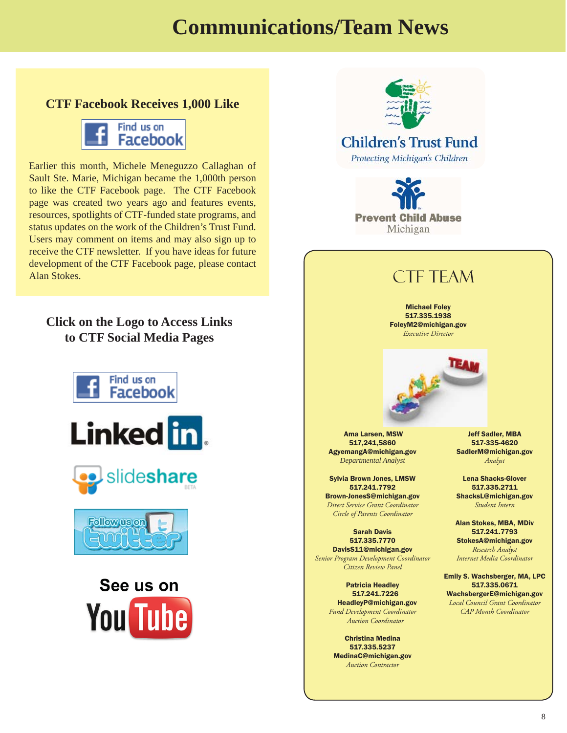# Communications/Team News

## CTF Facebook Receives 1,000 Like

Earlier this month, Michele Meneguzzo Callaghan of Sault Ste. Marie, Michigan became the 1,000th person to like the CTF Facebook page. The CTF Facebook page was created two years ago and features events, resources, spotlights of CTF-funded state programs, and status updates on the work of the Children's Trust Fund. Users may comment on items and may also sign up to receive the CTF newsletter. If you have ideas for future development of the CTF Facebook page, please contact Alan Stokes.

## Click on the Logo to Access Links to CTF Social Media Pages

Find us on Facebook

LinkedIn

slideshare

Follow us on twitter

See us on YouTube

Children's Trust Fund
*Protecting Michigan's Children*

Prevent Child Abuse Michigan

## CTF TEAM

**Michael Foley**
**517.335.1938**
**FoleyM2@michigan.gov**
*Executive Director*

**Ama Larsen, MSW**
**517,241,5860**
**AgyemangA@michigan.gov**
*Departmental Analyst*

**Sylvia Brown Jones, LMSW**
**517.241.7792**
**Brown-JonesS@michigan.gov**
*Direct Service Grant Coordinator*
*Circle of Parents Coordinator*

**Sarah Davis**
**517.335.7770**
**DavisS11@michigan.gov**
*Senior Program Development Coordinator*
*Citizen Review Panel*

**Patricia Headley**
**517.241.7226**
**HeadleyP@michigan.gov**
*Fund Development Coordinator*
*Auction Coordinator*

**Christina Medina**
**517.335.5237**
**MedinaC@michigan.gov**
*Auction Contractor*

**Jeff Sadler, MBA**
**517-335-4620**
**SadlerM@michigan.gov**
*Analyst*

**Lena Shacks-Glover**
**517.335.2711**
**ShacksL@michigan.gov**
*Student Intern*

**Alan Stokes, MBA, MDiv**
**517.241.7793**
**StokesA@michigan.gov**
*Research Analyst*
*Internet Media Coordinator*

**Emily S. Wachsberger, MA, LPC**
**517.335.0671**
**WachsbergerE@michigan.gov**
*Local Council Grant Coordinator*
*CAP Month Coordinator*